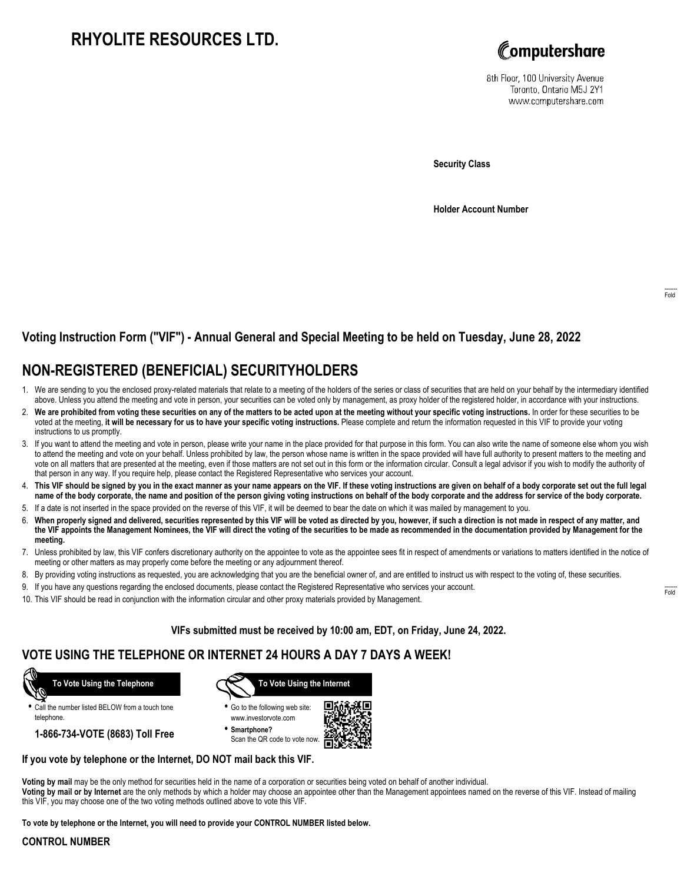# RHYOLITE RESOURCES LTD.

Computershare

8th Floor, 100 University Avenue
Toronto, Ontario M5J 2Y1
www.computershare.com

**Security Class**

**Holder Account Number**

Fold

## Voting Instruction Form ("VIF") - Annual General and Special Meeting to be held on Tuesday, June 28, 2022

## NON-REGISTERED (BENEFICIAL) SECURITYHOLDERS

1. We are sending to you the enclosed proxy-related materials that relate to a meeting of the holders of the series or class of securities that are held on your behalf by the intermediary identified above. Unless you attend the meeting and vote in person, your securities can be voted only by management, as proxy holder of the registered holder, in accordance with your instructions.
2. **We are prohibited from voting these securities on any of the matters to be acted upon at the meeting without your specific voting instructions.** In order for these securities to be voted at the meeting, **it will be necessary for us to have your specific voting instructions.** Please complete and return the information requested in this VIF to provide your voting instructions to us promptly.
3. If you want to attend the meeting and vote in person, please write your name in the place provided for that purpose in this form. You can also write the name of someone else whom you wish to attend the meeting and vote on your behalf. Unless prohibited by law, the person whose name is written in the space provided will have full authority to present matters to the meeting and vote on all matters that are presented at the meeting, even if those matters are not set out in this form or the information circular. Consult a legal advisor if you wish to modify the authority of that person in any way. If you require help, please contact the Registered Representative who services your account.
4. **This VIF should be signed by you in the exact manner as your name appears on the VIF. If these voting instructions are given on behalf of a body corporate set out the full legal name of the body corporate, the name and position of the person giving voting instructions on behalf of the body corporate and the address for service of the body corporate.**
5. If a date is not inserted in the space provided on the reverse of this VIF, it will be deemed to bear the date on which it was mailed by management to you.
6. **When properly signed and delivered, securities represented by this VIF will be voted as directed by you, however, if such a direction is not made in respect of any matter, and the VIF appoints the Management Nominees, the VIF will direct the voting of the securities to be made as recommended in the documentation provided by Management for the meeting.**
7. Unless prohibited by law, this VIF confers discretionary authority on the appointee to vote as the appointee sees fit in respect of amendments or variations to matters identified in the notice of meeting or other matters as may properly come before the meeting or any adjournment thereof.
8. By providing voting instructions as requested, you are acknowledging that you are the beneficial owner of, and are entitled to instruct us with respect to the voting of, these securities.
9. If you have any questions regarding the enclosed documents, please contact the Registered Representative who services your account.
10. This VIF should be read in conjunction with the information circular and other proxy materials provided by Management.

Fold

**VIFs submitted must be received by 10:00 am, EDT, on Friday, June 24, 2022.**

## VOTE USING THE TELEPHONE OR INTERNET 24 HOURS A DAY 7 DAYS A WEEK!

**To Vote Using the Telephone**

- Call the number listed BELOW from a touch tone telephone.

**1-866-734-VOTE (8683) Toll Free**

**To Vote Using the Internet**

- Go to the following web site: www.investorvote.com
- **Smartphone?** Scan the QR code to vote now.

**If you vote by telephone or the Internet, DO NOT mail back this VIF.**

**Voting by mail** may be the only method for securities held in the name of a corporation or securities being voted on behalf of another individual.
**Voting by mail or by Internet** are the only methods by which a holder may choose an appointee other than the Management appointees named on the reverse of this VIF. Instead of mailing this VIF, you may choose one of the two voting methods outlined above to vote this VIF.

**To vote by telephone or the Internet, you will need to provide your CONTROL NUMBER listed below.**

**CONTROL NUMBER**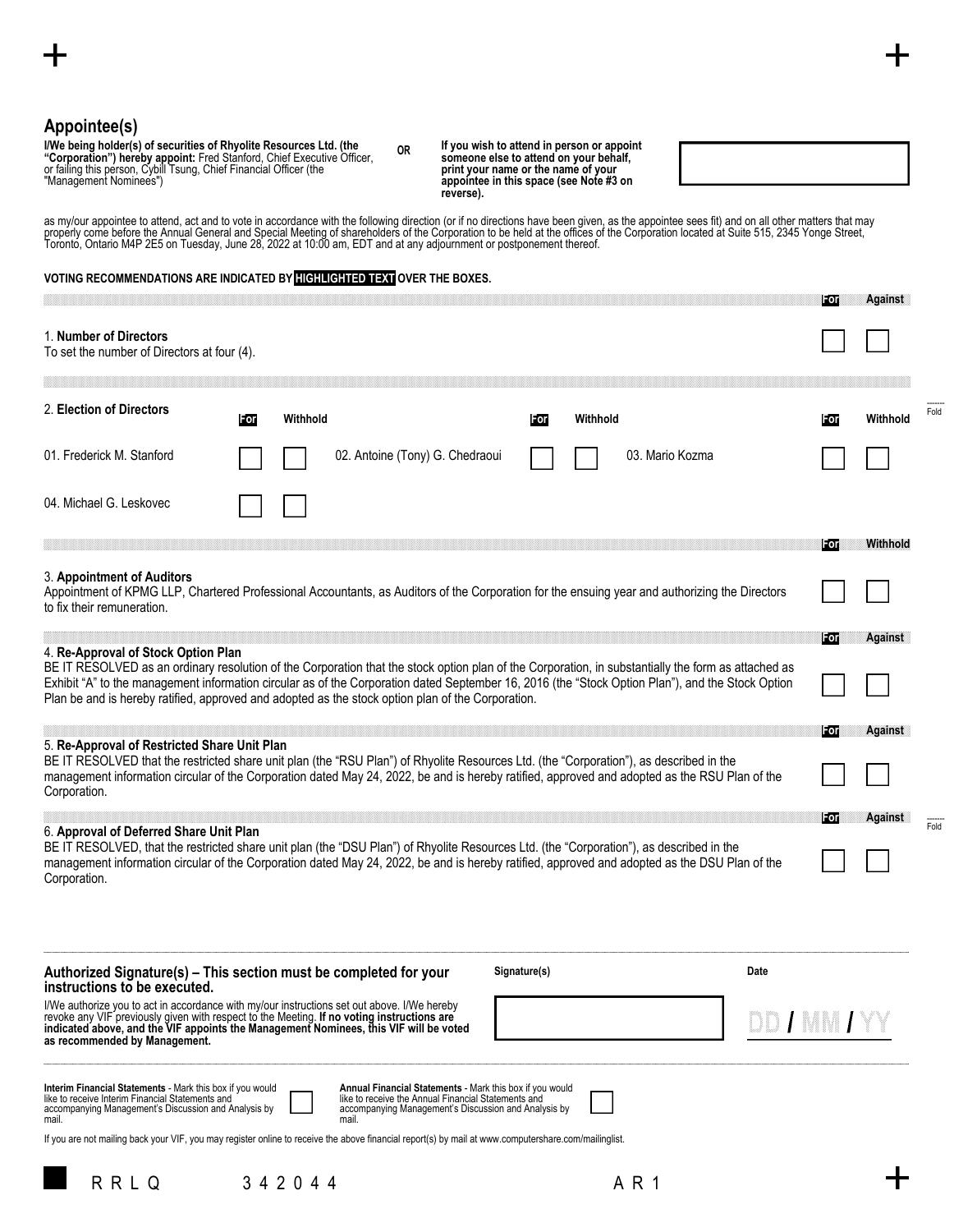## Appointee(s)

**I/We being holder(s) of securities of Rhyolite Resources Ltd. (the "Corporation") hereby appoint:** Fred Stanford, Chief Executive Officer, or failing this person, Cybill Tsung, Chief Financial Officer (the "Management Nominees")

**OR**

**If you wish to attend in person or appoint someone else to attend on your behalf, print your name or the name of your appointee in this space (see Note #3 on reverse).**

as my/our appointee to attend, act and to vote in accordance with the following direction (or if no directions have been given, as the appointee sees fit) and on all other matters that may properly come before the Annual General and Special Meeting of shareholders of the Corporation to be held at the offices of the Corporation located at Suite 515, 2345 Yonge Street, Toronto, Ontario M4P 2E5 on Tuesday, June 28, 2022 at 10:00 am, EDT and at any adjournment or postponement thereof.

**VOTING RECOMMENDATIONS ARE INDICATED BY HIGHLIGHTED TEXT OVER THE BOXES.**

| | For | Against |
|---|---|---|
| 1. **Number of Directors**<br>To set the number of Directors at four (4). | ☐ | ☐ |

2. **Election of Directors**

| | For | Withhold | | For | Withhold | | For | Withhold |
|---|---|---|---|---|---|---|---|---|
| 01. Frederick M. Stanford | ☐ | ☐ | 02. Antoine (Tony) G. Chedraoui | ☐ | ☐ | 03. Mario Kozma | ☐ | ☐ |
| 04. Michael G. Leskovec | ☐ | ☐ | | | | | | |

| | For | Withhold |
|---|---|---|
| 3. **Appointment of Auditors**<br>Appointment of KPMG LLP, Chartered Professional Accountants, as Auditors of the Corporation for the ensuing year and authorizing the Directors to fix their remuneration. | ☐ | ☐ |

| | For | Against |
|---|---|---|
| 4. **Re-Approval of Stock Option Plan**<br>BE IT RESOLVED as an ordinary resolution of the Corporation that the stock option plan of the Corporation, in substantially the form as attached as Exhibit "A" to the management information circular as of the Corporation dated September 16, 2016 (the "Stock Option Plan"), and the Stock Option Plan be and is hereby ratified, approved and adopted as the stock option plan of the Corporation. | ☐ | ☐ |
| 5. **Re-Approval of Restricted Share Unit Plan**<br>BE IT RESOLVED that the restricted share unit plan (the "RSU Plan") of Rhyolite Resources Ltd. (the "Corporation"), as described in the management information circular of the Corporation dated May 24, 2022, be and is hereby ratified, approved and adopted as the RSU Plan of the Corporation. | ☐ | ☐ |
| 6. **Approval of Deferred Share Unit Plan**<br>BE IT RESOLVED, that the restricted share unit plan (the "DSU Plan") of Rhyolite Resources Ltd. (the "Corporation"), as described in the management information circular of the Corporation dated May 24, 2022, be and is hereby ratified, approved and adopted as the DSU Plan of the Corporation. | ☐ | ☐ |

**Authorized Signature(s) – This section must be completed for your instructions to be executed.**

I/We authorize you to act in accordance with my/our instructions set out above. I/We hereby revoke any VIF previously given with respect to the Meeting. **If no voting instructions are indicated above, and the VIF appoints the Management Nominees, this VIF will be voted as recommended by Management.**

Signature(s)

Date

DD / MM / YY

**Interim Financial Statements** - Mark this box if you would like to receive Interim Financial Statements and accompanying Management's Discussion and Analysis by mail. ☐

**Annual Financial Statements** - Mark this box if you would like to receive the Annual Financial Statements and accompanying Management's Discussion and Analysis by mail. ☐

If you are not mailing back your VIF, you may register online to receive the above financial report(s) by mail at www.computershare.com/mailinglist.

R R L Q 3 4 2 0 4 4 A R 1